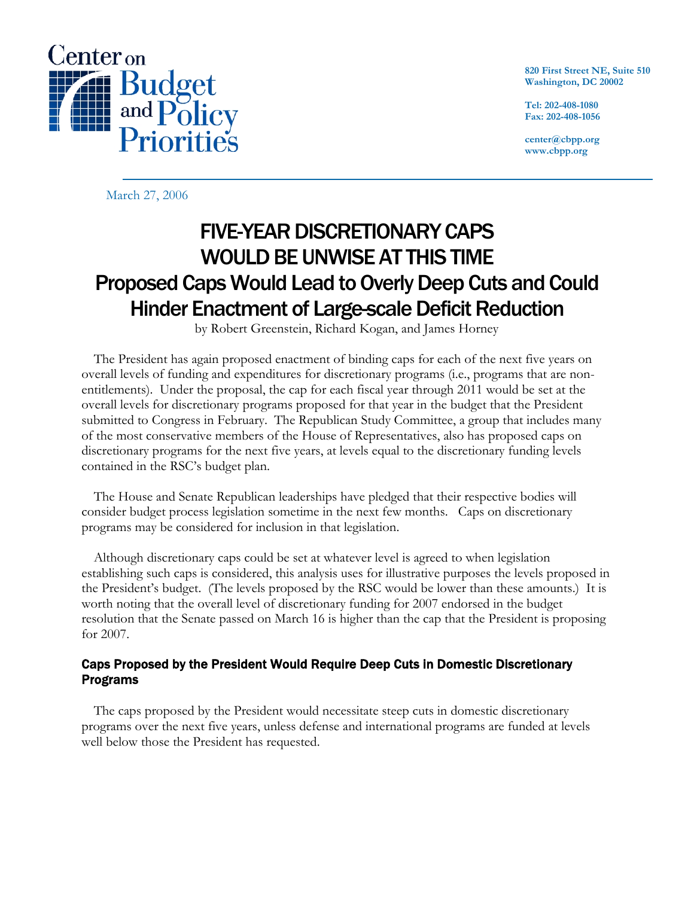Center on Budget and Policy Priorities

820 First Street NE, Suite 510
Washington, DC 20002

Tel: 202-408-1080
Fax: 202-408-1056

center@cbpp.org
www.cbpp.org

March 27, 2006

# FIVE-YEAR DISCRETIONARY CAPS WOULD BE UNWISE AT THIS TIME
## Proposed Caps Would Lead to Overly Deep Cuts and Could Hinder Enactment of Large-scale Deficit Reduction

by Robert Greenstein, Richard Kogan, and James Horney

The President has again proposed enactment of binding caps for each of the next five years on overall levels of funding and expenditures for discretionary programs (i.e., programs that are non-entitlements). Under the proposal, the cap for each fiscal year through 2011 would be set at the overall levels for discretionary programs proposed for that year in the budget that the President submitted to Congress in February. The Republican Study Committee, a group that includes many of the most conservative members of the House of Representatives, also has proposed caps on discretionary programs for the next five years, at levels equal to the discretionary funding levels contained in the RSC's budget plan.

The House and Senate Republican leaderships have pledged that their respective bodies will consider budget process legislation sometime in the next few months. Caps on discretionary programs may be considered for inclusion in that legislation.

Although discretionary caps could be set at whatever level is agreed to when legislation establishing such caps is considered, this analysis uses for illustrative purposes the levels proposed in the President's budget. (The levels proposed by the RSC would be lower than these amounts.) It is worth noting that the overall level of discretionary funding for 2007 endorsed in the budget resolution that the Senate passed on March 16 is higher than the cap that the President is proposing for 2007.

### Caps Proposed by the President Would Require Deep Cuts in Domestic Discretionary Programs

The caps proposed by the President would necessitate steep cuts in domestic discretionary programs over the next five years, unless defense and international programs are funded at levels well below those the President has requested.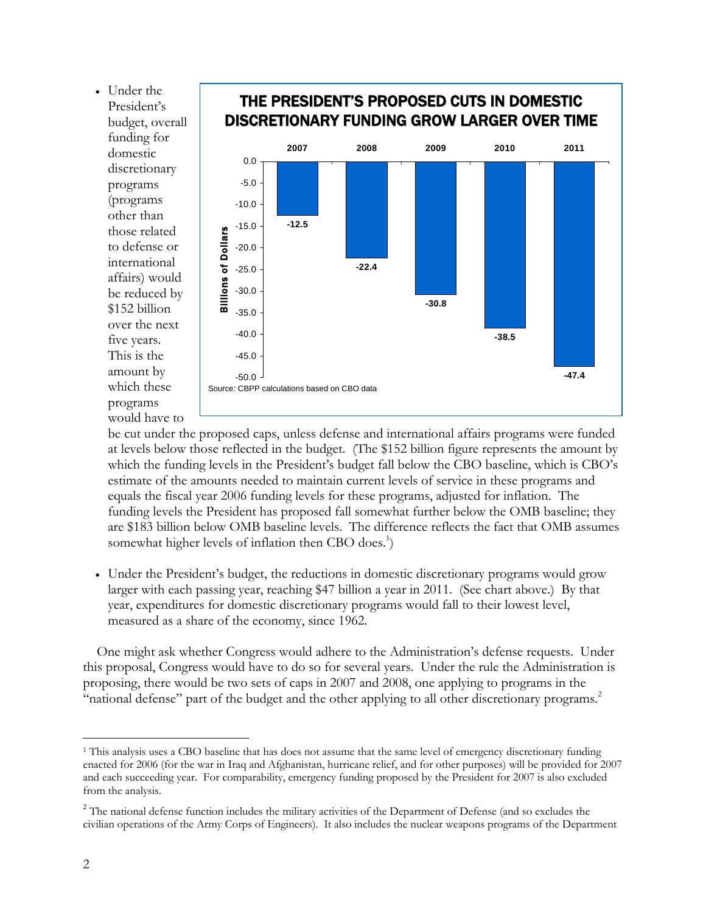- Under the President's budget, overall funding for domestic discretionary programs (programs other than those related to defense or international affairs) would be reduced by $152 billion over the next five years. This is the amount by which these programs would have to be cut under the proposed caps, unless defense and international affairs programs were funded at levels below those reflected in the budget. (The $152 billion figure represents the amount by which the funding levels in the President's budget fall below the CBO baseline, which is CBO's estimate of the amounts needed to maintain current levels of service in these programs and equals the fiscal year 2006 funding levels for these programs, adjusted for inflation. The funding levels the President has proposed fall somewhat further below the OMB baseline; they are $183 billion below OMB baseline levels. The difference reflects the fact that OMB assumes somewhat higher levels of inflation then CBO does.[1])

**THE PRESIDENT'S PROPOSED CUTS IN DOMESTIC DISCRETIONARY FUNDING GROW LARGER OVER TIME**

| Year | Billions of Dollars |
|---|---|
| 2007 | -12.5 |
| 2008 | -22.4 |
| 2009 | -30.8 |
| 2010 | -38.5 |
| 2011 | -47.4 |

Source: CBPP calculations based on CBO data

- Under the President's budget, the reductions in domestic discretionary programs would grow larger with each passing year, reaching $47 billion a year in 2011. (See chart above.) By that year, expenditures for domestic discretionary programs would fall to their lowest level, measured as a share of the economy, since 1962.

One might ask whether Congress would adhere to the Administration's defense requests. Under this proposal, Congress would have to do so for several years. Under the rule the Administration is proposing, there would be two sets of caps in 2007 and 2008, one applying to programs in the "national defense" part of the budget and the other applying to all other discretionary programs.[2]

---

[1] This analysis uses a CBO baseline that has does not assume that the same level of emergency discretionary funding enacted for 2006 (for the war in Iraq and Afghanistan, hurricane relief, and for other purposes) will be provided for 2007 and each succeeding year. For comparability, emergency funding proposed by the President for 2007 is also excluded from the analysis.

[2] The national defense function includes the military activities of the Department of Defense (and so excludes the civilian operations of the Army Corps of Engineers). It also includes the nuclear weapons programs of the Department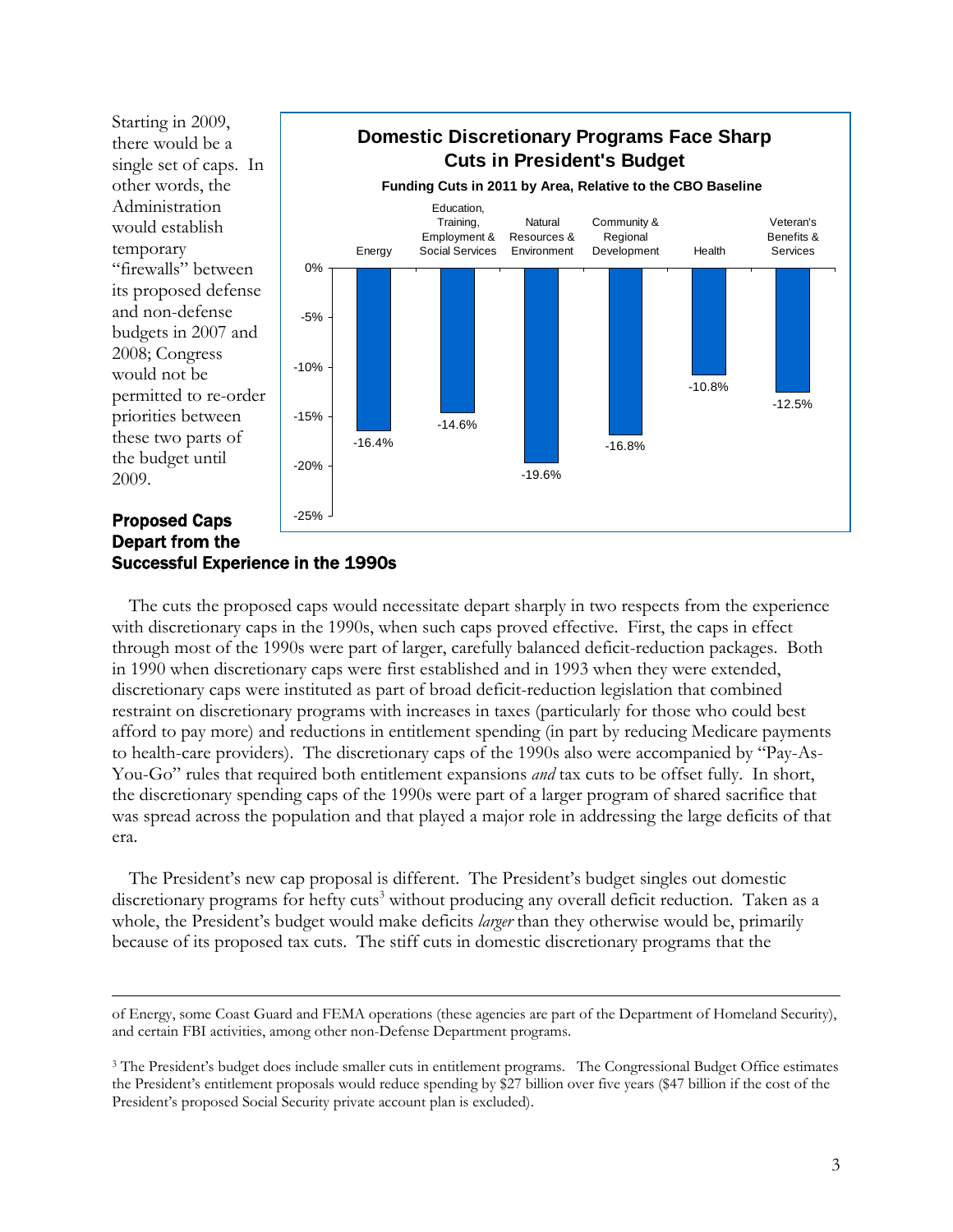Starting in 2009, there would be a single set of caps. In other words, the Administration would establish temporary "firewalls" between its proposed defense and non-defense budgets in 2007 and 2008; Congress would not be permitted to re-order priorities between these two parts of the budget until 2009.

**Domestic Discretionary Programs Face Sharp Cuts in President's Budget**

**Funding Cuts in 2011 by Area, Relative to the CBO Baseline**

| Area | Cut |
|---|---|
| Energy | -16.4% |
| Education, Training, Employment & Social Services | -14.6% |
| Natural Resources & Environment | -19.6% |
| Community & Regional Development | -16.8% |
| Health | -10.8% |
| Veteran's Benefits & Services | -12.5% |

## Proposed Caps Depart from the Successful Experience in the 1990s

The cuts the proposed caps would necessitate depart sharply in two respects from the experience with discretionary caps in the 1990s, when such caps proved effective. First, the caps in effect through most of the 1990s were part of larger, carefully balanced deficit-reduction packages. Both in 1990 when discretionary caps were first established and in 1993 when they were extended, discretionary caps were instituted as part of broad deficit-reduction legislation that combined restraint on discretionary programs with increases in taxes (particularly for those who could best afford to pay more) and reductions in entitlement spending (in part by reducing Medicare payments to health-care providers). The discretionary caps of the 1990s also were accompanied by "Pay-As-You-Go" rules that required both entitlement expansions *and* tax cuts to be offset fully. In short, the discretionary spending caps of the 1990s were part of a larger program of shared sacrifice that was spread across the population and that played a major role in addressing the large deficits of that era.

The President's new cap proposal is different. The President's budget singles out domestic discretionary programs for hefty cuts[3] without producing any overall deficit reduction. Taken as a whole, the President's budget would make deficits *larger* than they otherwise would be, primarily because of its proposed tax cuts. The stiff cuts in domestic discretionary programs that the

---

of Energy, some Coast Guard and FEMA operations (these agencies are part of the Department of Homeland Security), and certain FBI activities, among other non-Defense Department programs.

[3] The President's budget does include smaller cuts in entitlement programs. The Congressional Budget Office estimates the President's entitlement proposals would reduce spending by $27 billion over five years ($47 billion if the cost of the President's proposed Social Security private account plan is excluded).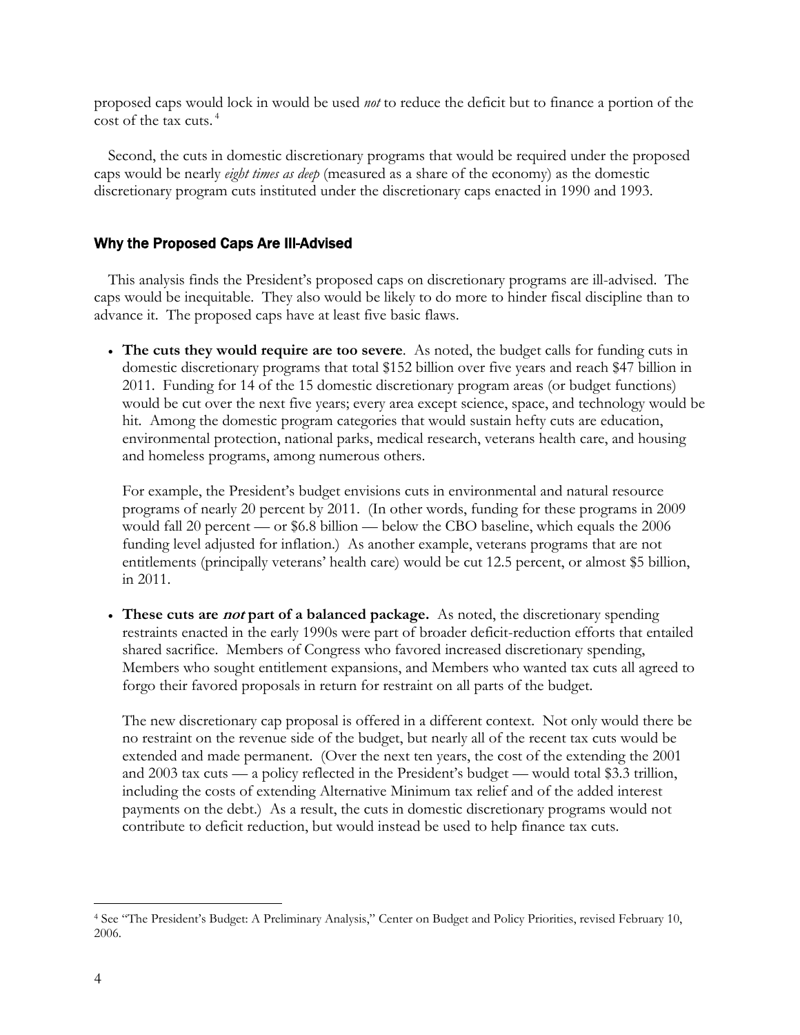proposed caps would lock in would be used *not* to reduce the deficit but to finance a portion of the cost of the tax cuts.[4]

Second, the cuts in domestic discretionary programs that would be required under the proposed caps would be nearly *eight times as deep* (measured as a share of the economy) as the domestic discretionary program cuts instituted under the discretionary caps enacted in 1990 and 1993.

## Why the Proposed Caps Are Ill-Advised

This analysis finds the President's proposed caps on discretionary programs are ill-advised. The caps would be inequitable. They also would be likely to do more to hinder fiscal discipline than to advance it. The proposed caps have at least five basic flaws.

- **The cuts they would require are too severe**. As noted, the budget calls for funding cuts in domestic discretionary programs that total $152 billion over five years and reach $47 billion in 2011. Funding for 14 of the 15 domestic discretionary program areas (or budget functions) would be cut over the next five years; every area except science, space, and technology would be hit. Among the domestic program categories that would sustain hefty cuts are education, environmental protection, national parks, medical research, veterans health care, and housing and homeless programs, among numerous others.

  For example, the President's budget envisions cuts in environmental and natural resource programs of nearly 20 percent by 2011. (In other words, funding for these programs in 2009 would fall 20 percent — or $6.8 billion — below the CBO baseline, which equals the 2006 funding level adjusted for inflation.) As another example, veterans programs that are not entitlements (principally veterans' health care) would be cut 12.5 percent, or almost $5 billion, in 2011.

- **These cuts are *not* part of a balanced package.** As noted, the discretionary spending restraints enacted in the early 1990s were part of broader deficit-reduction efforts that entailed shared sacrifice. Members of Congress who favored increased discretionary spending, Members who sought entitlement expansions, and Members who wanted tax cuts all agreed to forgo their favored proposals in return for restraint on all parts of the budget.

  The new discretionary cap proposal is offered in a different context. Not only would there be no restraint on the revenue side of the budget, but nearly all of the recent tax cuts would be extended and made permanent. (Over the next ten years, the cost of the extending the 2001 and 2003 tax cuts — a policy reflected in the President's budget — would total $3.3 trillion, including the costs of extending Alternative Minimum tax relief and of the added interest payments on the debt.) As a result, the cuts in domestic discretionary programs would not contribute to deficit reduction, but would instead be used to help finance tax cuts.

[4] See "The President's Budget: A Preliminary Analysis," Center on Budget and Policy Priorities, revised February 10, 2006.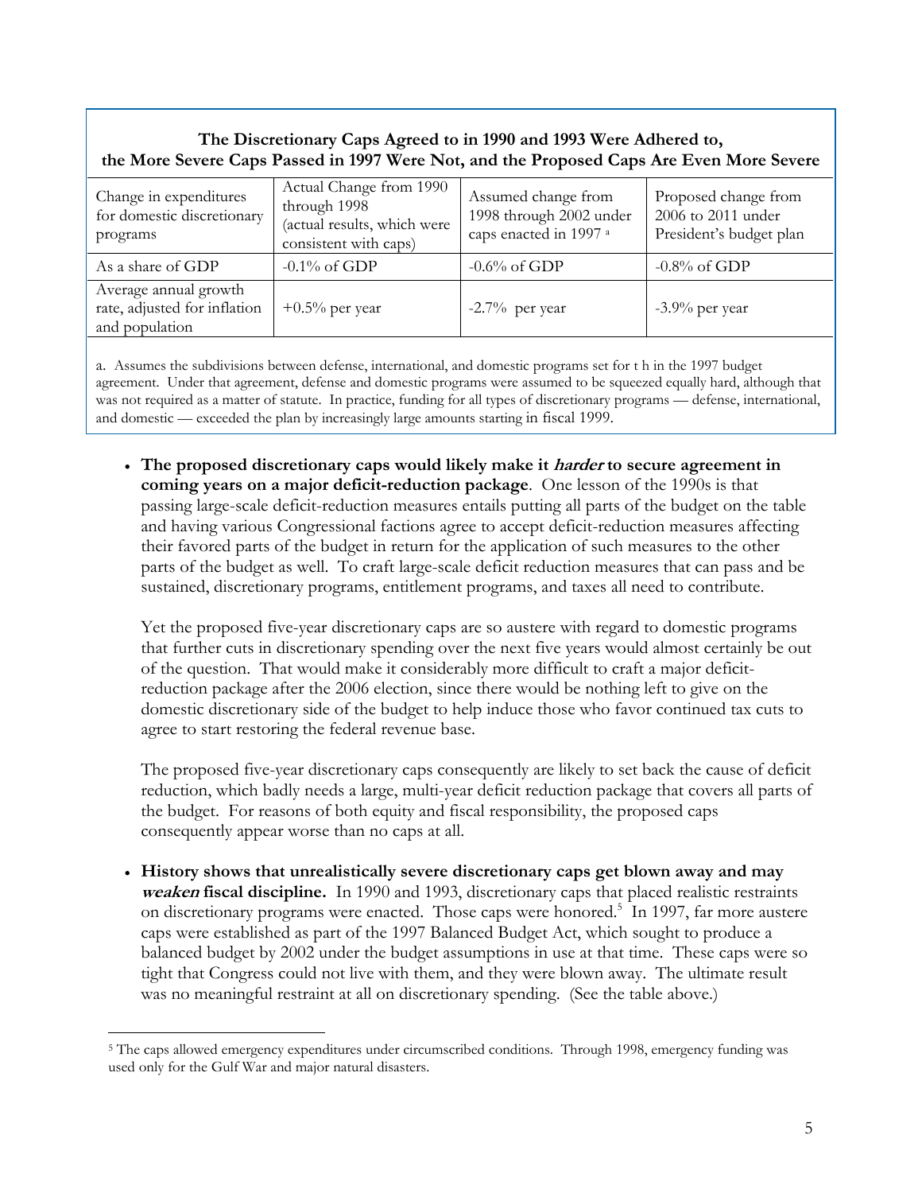**The Discretionary Caps Agreed to in 1990 and 1993 Were Adhered to, the More Severe Caps Passed in 1997 Were Not, and the Proposed Caps Are Even More Severe**

| Change in expenditures for domestic discretionary programs | Actual Change from 1990 through 1998 (actual results, which were consistent with caps) | Assumed change from 1998 through 2002 under caps enacted in 1997 [a] | Proposed change from 2006 to 2011 under President's budget plan |
|---|---|---|---|
| As a share of GDP | -0.1% of GDP | -0.6% of GDP | -0.8% of GDP |
| Average annual growth rate, adjusted for inflation and population | +0.5% per year | -2.7% per year | -3.9% per year |

a. Assumes the subdivisions between defense, international, and domestic programs set for t h in the 1997 budget agreement. Under that agreement, defense and domestic programs were assumed to be squeezed equally hard, although that was not required as a matter of statute. In practice, funding for all types of discretionary programs — defense, international, and domestic — exceeded the plan by increasingly large amounts starting in fiscal 1999.

- **The proposed discretionary caps would likely make it *harder* to secure agreement in coming years on a major deficit-reduction package**. One lesson of the 1990s is that passing large-scale deficit-reduction measures entails putting all parts of the budget on the table and having various Congressional factions agree to accept deficit-reduction measures affecting their favored parts of the budget in return for the application of such measures to the other parts of the budget as well. To craft large-scale deficit reduction measures that can pass and be sustained, discretionary programs, entitlement programs, and taxes all need to contribute.

  Yet the proposed five-year discretionary caps are so austere with regard to domestic programs that further cuts in discretionary spending over the next five years would almost certainly be out of the question. That would make it considerably more difficult to craft a major deficit-reduction package after the 2006 election, since there would be nothing left to give on the domestic discretionary side of the budget to help induce those who favor continued tax cuts to agree to start restoring the federal revenue base.

  The proposed five-year discretionary caps consequently are likely to set back the cause of deficit reduction, which badly needs a large, multi-year deficit reduction package that covers all parts of the budget. For reasons of both equity and fiscal responsibility, the proposed caps consequently appear worse than no caps at all.

- **History shows that unrealistically severe discretionary caps get blown away and may *weaken* fiscal discipline.** In 1990 and 1993, discretionary caps that placed realistic restraints on discretionary programs were enacted. Those caps were honored.[5] In 1997, far more austere caps were established as part of the 1997 Balanced Budget Act, which sought to produce a balanced budget by 2002 under the budget assumptions in use at that time. These caps were so tight that Congress could not live with them, and they were blown away. The ultimate result was no meaningful restraint at all on discretionary spending. (See the table above.)

[5] The caps allowed emergency expenditures under circumscribed conditions. Through 1998, emergency funding was used only for the Gulf War and major natural disasters.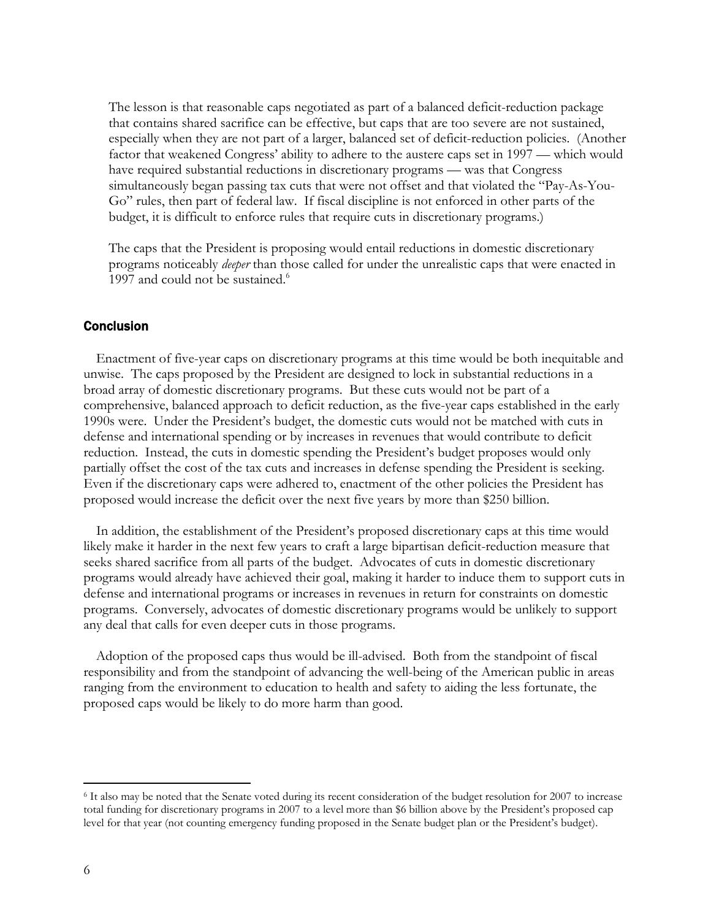The lesson is that reasonable caps negotiated as part of a balanced deficit-reduction package that contains shared sacrifice can be effective, but caps that are too severe are not sustained, especially when they are not part of a larger, balanced set of deficit-reduction policies. (Another factor that weakened Congress' ability to adhere to the austere caps set in 1997 — which would have required substantial reductions in discretionary programs — was that Congress simultaneously began passing tax cuts that were not offset and that violated the "Pay-As-You-Go" rules, then part of federal law. If fiscal discipline is not enforced in other parts of the budget, it is difficult to enforce rules that require cuts in discretionary programs.)

The caps that the President is proposing would entail reductions in domestic discretionary programs noticeably *deeper* than those called for under the unrealistic caps that were enacted in 1997 and could not be sustained.[6]

## Conclusion

Enactment of five-year caps on discretionary programs at this time would be both inequitable and unwise. The caps proposed by the President are designed to lock in substantial reductions in a broad array of domestic discretionary programs. But these cuts would not be part of a comprehensive, balanced approach to deficit reduction, as the five-year caps established in the early 1990s were. Under the President's budget, the domestic cuts would not be matched with cuts in defense and international spending or by increases in revenues that would contribute to deficit reduction. Instead, the cuts in domestic spending the President's budget proposes would only partially offset the cost of the tax cuts and increases in defense spending the President is seeking. Even if the discretionary caps were adhered to, enactment of the other policies the President has proposed would increase the deficit over the next five years by more than $250 billion.

In addition, the establishment of the President's proposed discretionary caps at this time would likely make it harder in the next few years to craft a large bipartisan deficit-reduction measure that seeks shared sacrifice from all parts of the budget. Advocates of cuts in domestic discretionary programs would already have achieved their goal, making it harder to induce them to support cuts in defense and international programs or increases in revenues in return for constraints on domestic programs. Conversely, advocates of domestic discretionary programs would be unlikely to support any deal that calls for even deeper cuts in those programs.

Adoption of the proposed caps thus would be ill-advised. Both from the standpoint of fiscal responsibility and from the standpoint of advancing the well-being of the American public in areas ranging from the environment to education to health and safety to aiding the less fortunate, the proposed caps would be likely to do more harm than good.

---

[6] It also may be noted that the Senate voted during its recent consideration of the budget resolution for 2007 to increase total funding for discretionary programs in 2007 to a level more than $6 billion above by the President's proposed cap level for that year (not counting emergency funding proposed in the Senate budget plan or the President's budget).